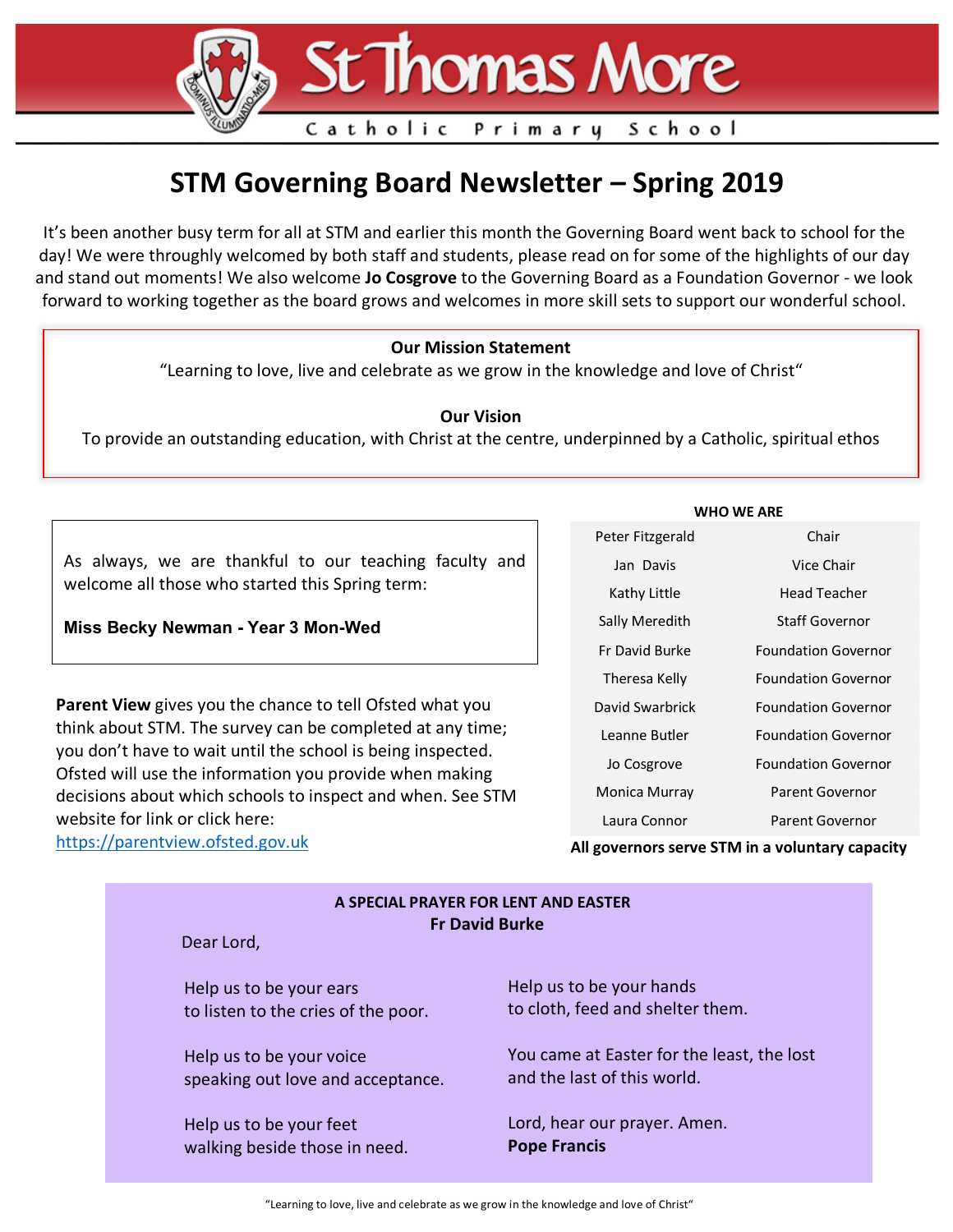# St Thomas More

Catholic Primary School

## STM Governing Board Newsletter – Spring 2019

It's been another busy term for all at STM and earlier this month the Governing Board went back to school for the day! We were throughly welcomed by both staff and students, please read on for some of the highlights of our day and stand out moments! We also welcome **Jo Cosgrove** to the Governing Board as a Foundation Governor - we look forward to working together as the board grows and welcomes in more skill sets to support our wonderful school.

**Our Mission Statement**

"Learning to love, live and celebrate as we grow in the knowledge and love of Christ"

**Our Vision**

To provide an outstanding education, with Christ at the centre, underpinned by a Catholic, spiritual ethos

As always, we are thankful to our teaching faculty and welcome all those who started this Spring term:

**Miss Becky Newman - Year 3 Mon-Wed**

**Parent View** gives you the chance to tell Ofsted what you think about STM. The survey can be completed at any time; you don't have to wait until the school is being inspected. Ofsted will use the information you provide when making decisions about which schools to inspect and when. See STM website for link or click here: https://parentview.ofsted.gov.uk

**WHO WE ARE**

| Name | Role |
|---|---|
| Peter Fitzgerald | Chair |
| Jan Davis | Vice Chair |
| Kathy Little | Head Teacher |
| Sally Meredith | Staff Governor |
| Fr David Burke | Foundation Governor |
| Theresa Kelly | Foundation Governor |
| David Swarbrick | Foundation Governor |
| Leanne Butler | Foundation Governor |
| Jo Cosgrove | Foundation Governor |
| Monica Murray | Parent Governor |
| Laura Connor | Parent Governor |

**All governors serve STM in a voluntary capacity**

**A SPECIAL PRAYER FOR LENT AND EASTER**
**Fr David Burke**

Dear Lord,

Help us to be your ears
to listen to the cries of the poor.

Help us to be your voice
speaking out love and acceptance.

Help us to be your feet
walking beside those in need.

Help us to be your hands
to cloth, feed and shelter them.

You came at Easter for the least, the lost
and the last of this world.

Lord, hear our prayer. Amen.
**Pope Francis**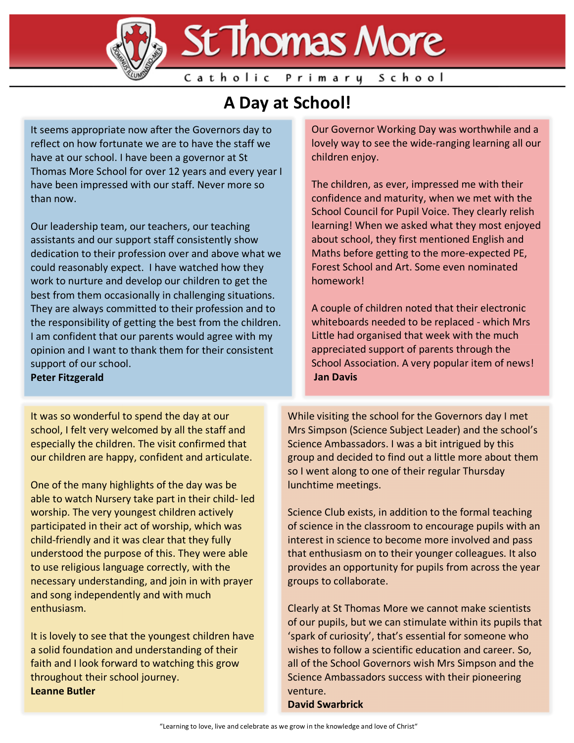# St Thomas More

Catholic Primary School

## A Day at School!

It seems appropriate now after the Governors day to reflect on how fortunate we are to have the staff we have at our school. I have been a governor at St Thomas More School for over 12 years and every year I have been impressed with our staff. Never more so than now.

Our leadership team, our teachers, our teaching assistants and our support staff consistently show dedication to their profession over and above what we could reasonably expect. I have watched how they work to nurture and develop our children to get the best from them occasionally in challenging situations. They are always committed to their profession and to the responsibility of getting the best from the children. I am confident that our parents would agree with my opinion and I want to thank them for their consistent support of our school.
**Peter Fitzgerald**

Our Governor Working Day was worthwhile and a lovely way to see the wide-ranging learning all our children enjoy.

The children, as ever, impressed me with their confidence and maturity, when we met with the School Council for Pupil Voice. They clearly relish learning! When we asked what they most enjoyed about school, they first mentioned English and Maths before getting to the more-expected PE, Forest School and Art. Some even nominated homework!

A couple of children noted that their electronic whiteboards needed to be replaced - which Mrs Little had organised that week with the much appreciated support of parents through the School Association. A very popular item of news!
**Jan Davis**

It was so wonderful to spend the day at our school, I felt very welcomed by all the staff and especially the children. The visit confirmed that our children are happy, confident and articulate.

One of the many highlights of the day was be able to watch Nursery take part in their child- led worship. The very youngest children actively participated in their act of worship, which was child-friendly and it was clear that they fully understood the purpose of this. They were able to use religious language correctly, with the necessary understanding, and join in with prayer and song independently and with much enthusiasm.

It is lovely to see that the youngest children have a solid foundation and understanding of their faith and I look forward to watching this grow throughout their school journey.
**Leanne Butler**

While visiting the school for the Governors day I met Mrs Simpson (Science Subject Leader) and the school's Science Ambassadors. I was a bit intrigued by this group and decided to find out a little more about them so I went along to one of their regular Thursday lunchtime meetings.

Science Club exists, in addition to the formal teaching of science in the classroom to encourage pupils with an interest in science to become more involved and pass that enthusiasm on to their younger colleagues. It also provides an opportunity for pupils from across the year groups to collaborate.

Clearly at St Thomas More we cannot make scientists of our pupils, but we can stimulate within its pupils that 'spark of curiosity', that's essential for someone who wishes to follow a scientific education and career. So, all of the School Governors wish Mrs Simpson and the Science Ambassadors success with their pioneering venture.
**David Swarbrick**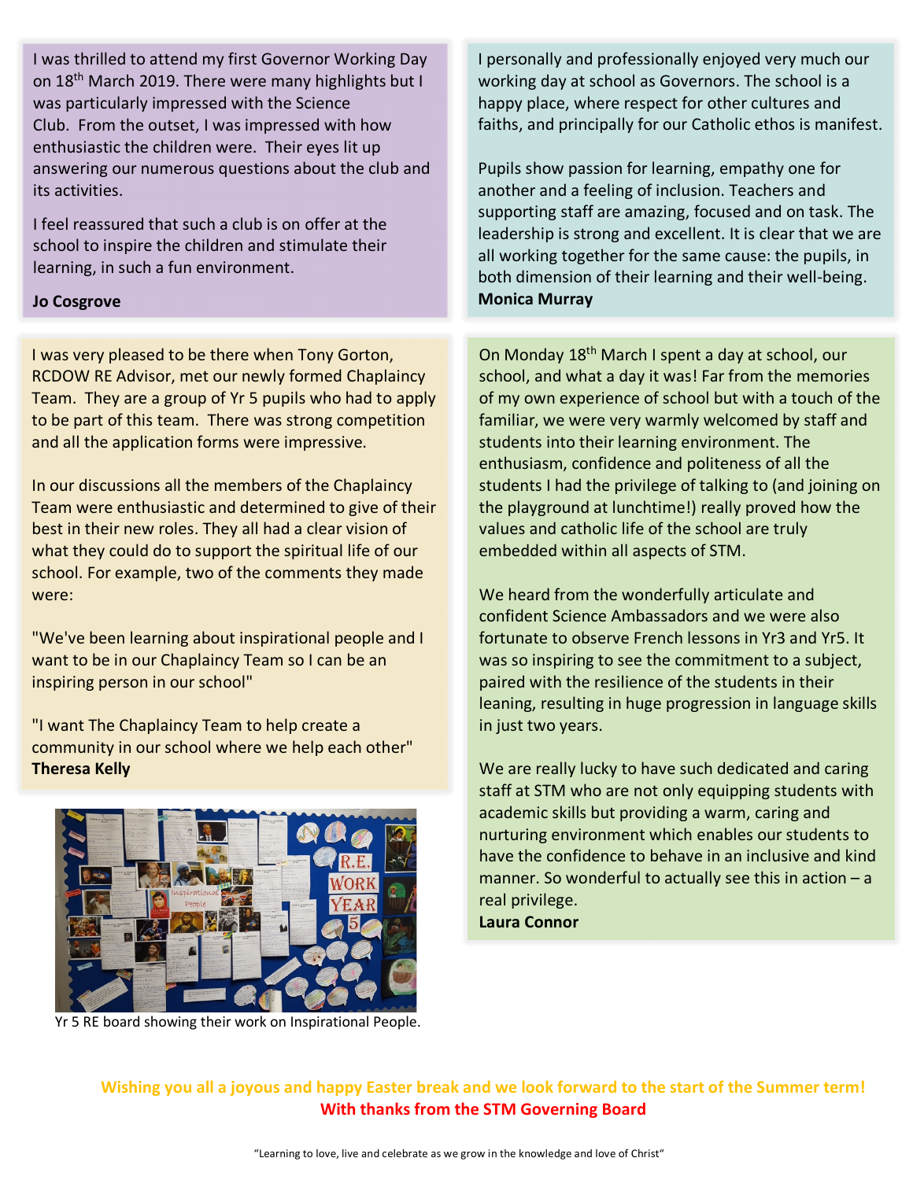I was thrilled to attend my first Governor Working Day on 18th March 2019. There were many highlights but I was particularly impressed with the Science Club. From the outset, I was impressed with how enthusiastic the children were. Their eyes lit up answering our numerous questions about the club and its activities.

I feel reassured that such a club is on offer at the school to inspire the children and stimulate their learning, in such a fun environment.

**Jo Cosgrove**

I personally and professionally enjoyed very much our working day at school as Governors. The school is a happy place, where respect for other cultures and faiths, and principally for our Catholic ethos is manifest.

Pupils show passion for learning, empathy one for another and a feeling of inclusion. Teachers and supporting staff are amazing, focused and on task. The leadership is strong and excellent. It is clear that we are all working together for the same cause: the pupils, in both dimension of their learning and their well-being.
**Monica Murray**

I was very pleased to be there when Tony Gorton, RCDOW RE Advisor, met our newly formed Chaplaincy Team. They are a group of Yr 5 pupils who had to apply to be part of this team. There was strong competition and all the application forms were impressive.

In our discussions all the members of the Chaplaincy Team were enthusiastic and determined to give of their best in their new roles. They all had a clear vision of what they could do to support the spiritual life of our school. For example, two of the comments they made were:

"We've been learning about inspirational people and I want to be in our Chaplaincy Team so I can be an inspiring person in our school"

"I want The Chaplaincy Team to help create a community in our school where we help each other"
**Theresa Kelly**

Yr 5 RE board showing their work on Inspirational People.

On Monday 18th March I spent a day at school, our school, and what a day it was! Far from the memories of my own experience of school but with a touch of the familiar, we were very warmly welcomed by staff and students into their learning environment. The enthusiasm, confidence and politeness of all the students I had the privilege of talking to (and joining on the playground at lunchtime!) really proved how the values and catholic life of the school are truly embedded within all aspects of STM.

We heard from the wonderfully articulate and confident Science Ambassadors and we were also fortunate to observe French lessons in Yr3 and Yr5. It was so inspiring to see the commitment to a subject, paired with the resilience of the students in their leaning, resulting in huge progression in language skills in just two years.

We are really lucky to have such dedicated and caring staff at STM who are not only equipping students with academic skills but providing a warm, caring and nurturing environment which enables our students to have the confidence to behave in an inclusive and kind manner. So wonderful to actually see this in action – a real privilege.
**Laura Connor**

**Wishing you all a joyous and happy Easter break and we look forward to the start of the Summer term!**
**With thanks from the STM Governing Board**

"Learning to love, live and celebrate as we grow in the knowledge and love of Christ"